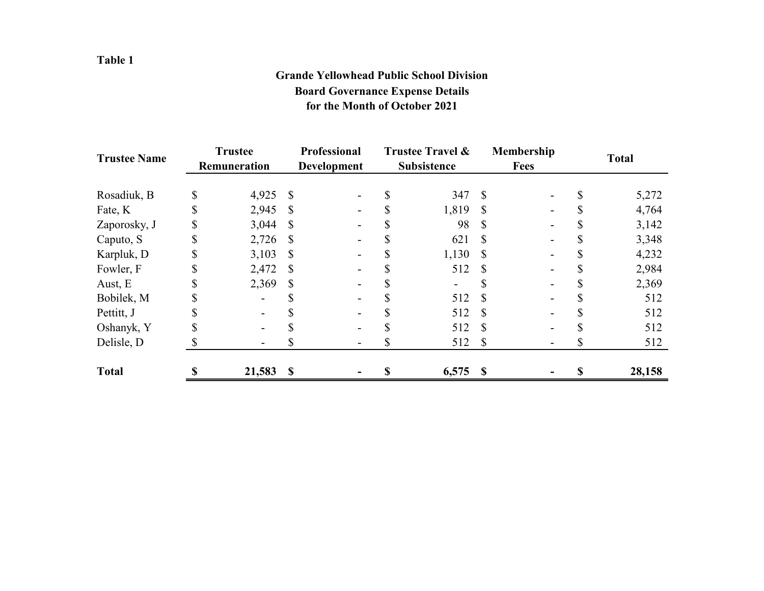**Table 1**

**Grande Yellowhead Public School Division**
**Board Governance Expense Details**
**for the Month of October 2021**

| Trustee Name | Trustee Remuneration | Professional Development | Trustee Travel & Subsistence | Membership Fees | Total |
|---|---|---|---|---|---|
| Rosadiuk, B | $ 4,925 | $ - | $ 347 | $ - | $ 5,272 |
| Fate, K | $ 2,945 | $ - | $ 1,819 | $ - | $ 4,764 |
| Zaporosky, J | $ 3,044 | $ - | $ 98 | $ - | $ 3,142 |
| Caputo, S | $ 2,726 | $ - | $ 621 | $ - | $ 3,348 |
| Karpluk, D | $ 3,103 | $ - | $ 1,130 | $ - | $ 4,232 |
| Fowler, F | $ 2,472 | $ - | $ 512 | $ - | $ 2,984 |
| Aust, E | $ 2,369 | $ - | $ - | $ - | $ 2,369 |
| Bobilek, M | $ - | $ - | $ 512 | $ - | $ 512 |
| Pettitt, J | $ - | $ - | $ 512 | $ - | $ 512 |
| Oshanyk, Y | $ - | $ - | $ 512 | $ - | $ 512 |
| Delisle, D | $ - | $ - | $ 512 | $ - | $ 512 |
| **Total** | **$ 21,583** | **$ -** | **$ 6,575** | **$ -** | **$ 28,158** |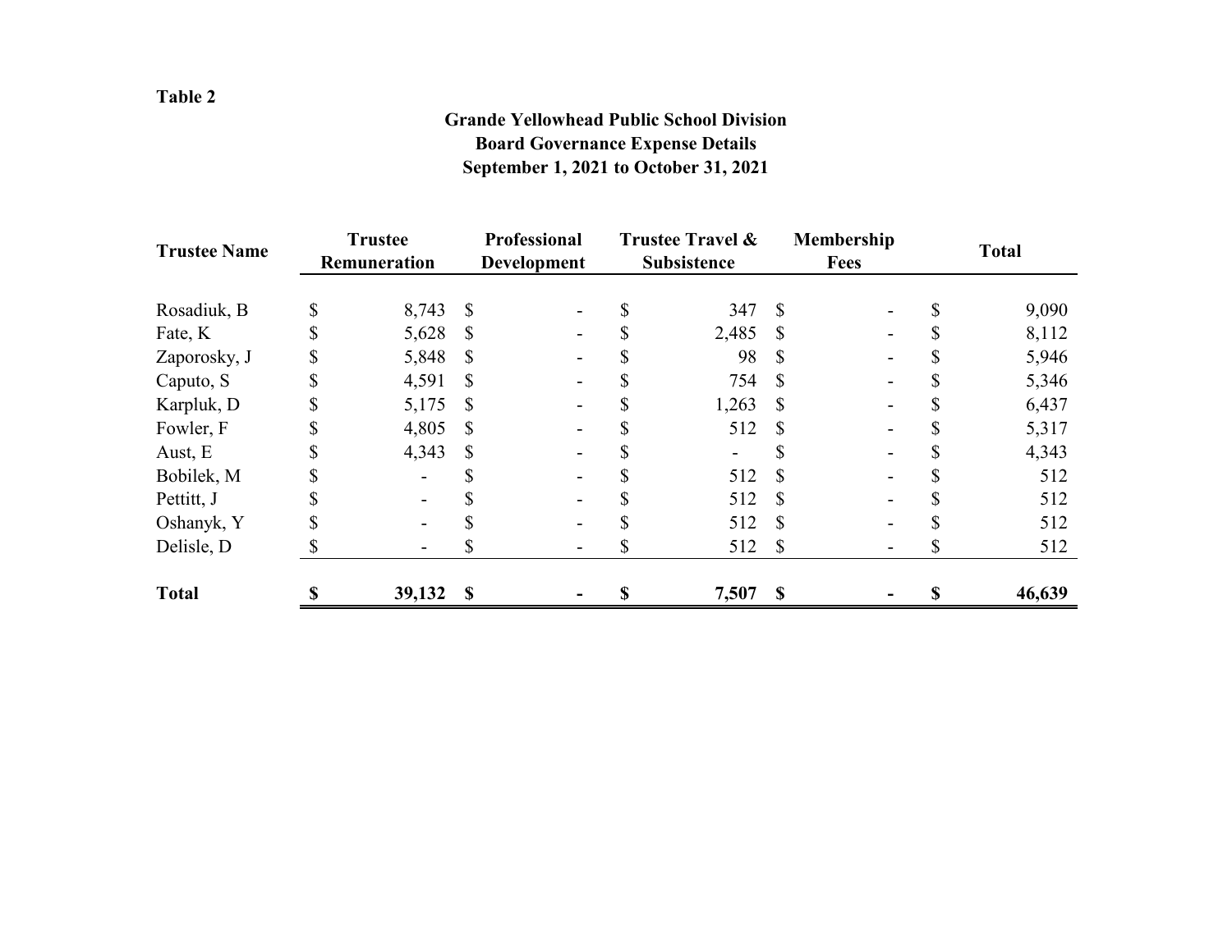**Table 2**

**Grande Yellowhead Public School Division**
**Board Governance Expense Details**
**September 1, 2021 to October 31, 2021**

| Trustee Name | Trustee Remuneration | Professional Development | Trustee Travel & Subsistence | Membership Fees | Total |
|---|---|---|---|---|---|
| Rosadiuk, B | $ 8,743 | $ - | $ 347 | $ - | $ 9,090 |
| Fate, K | $ 5,628 | $ - | $ 2,485 | $ - | $ 8,112 |
| Zaporosky, J | $ 5,848 | $ - | $ 98 | $ - | $ 5,946 |
| Caputo, S | $ 4,591 | $ - | $ 754 | $ - | $ 5,346 |
| Karpluk, D | $ 5,175 | $ - | $ 1,263 | $ - | $ 6,437 |
| Fowler, F | $ 4,805 | $ - | $ 512 | $ - | $ 5,317 |
| Aust, E | $ 4,343 | $ - | $ - | $ - | $ 4,343 |
| Bobilek, M | $ - | $ - | $ 512 | $ - | $ 512 |
| Pettitt, J | $ - | $ - | $ 512 | $ - | $ 512 |
| Oshanyk, Y | $ - | $ - | $ 512 | $ - | $ 512 |
| Delisle, D | $ - | $ - | $ 512 | $ - | $ 512 |
| **Total** | **$ 39,132** | **$ -** | **$ 7,507** | **$ -** | **$ 46,639** |